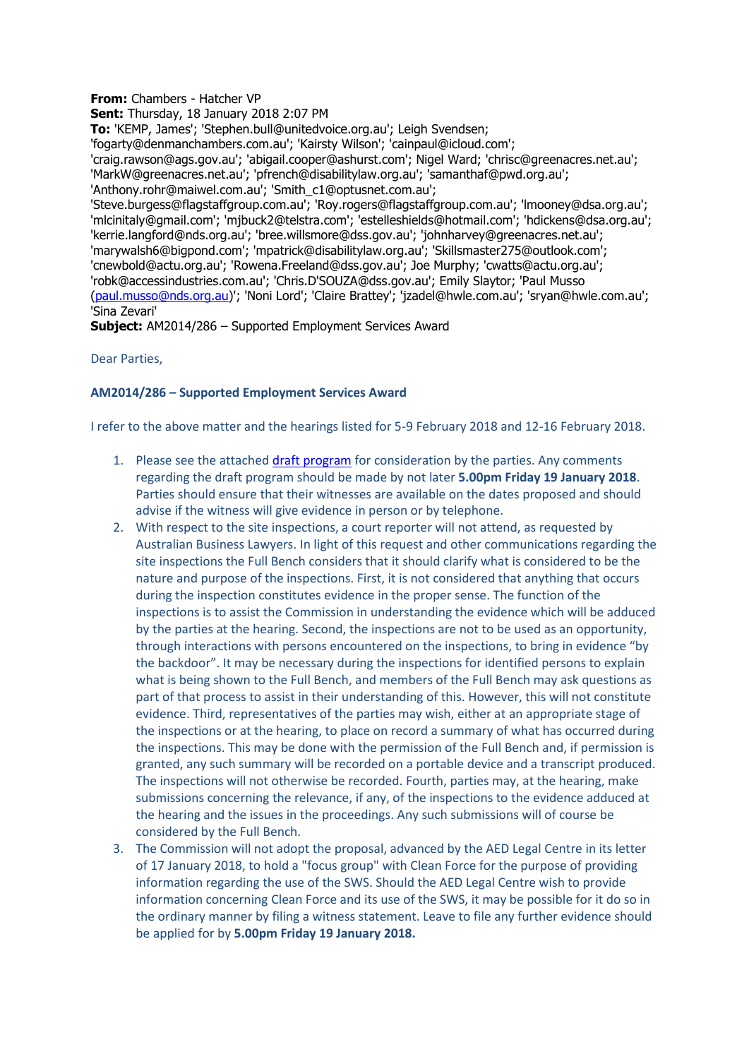**From:** Chambers - Hatcher VP
**Sent:** Thursday, 18 January 2018 2:07 PM
**To:** 'KEMP, James'; 'Stephen.bull@unitedvoice.org.au'; Leigh Svendsen; 'fogarty@denmanchambers.com.au'; 'Kairsty Wilson'; 'cainpaul@icloud.com'; 'craig.rawson@ags.gov.au'; 'abigail.cooper@ashurst.com'; Nigel Ward; 'chrisc@greenacres.net.au'; 'MarkW@greenacres.net.au'; 'pfrench@disabilitylaw.org.au'; 'samanthaf@pwd.org.au'; 'Anthony.rohr@maiwel.com.au'; 'Smith_c1@optusnet.com.au'; 'Steve.burgess@flagstaffgroup.com.au'; 'Roy.rogers@flagstaffgroup.com.au'; 'lmooney@dsa.org.au'; 'mlcinitaly@gmail.com'; 'mjbuck2@telstra.com'; 'estelleshields@hotmail.com'; 'hdickens@dsa.org.au'; 'kerrie.langford@nds.org.au'; 'bree.willsmore@dss.gov.au'; 'johnharvey@greenacres.net.au'; 'marywalsh6@bigpond.com'; 'mpatrick@disabilitylaw.org.au'; 'Skillsmaster275@outlook.com'; 'cnewbold@actu.org.au'; 'Rowena.Freeland@dss.gov.au'; Joe Murphy; 'cwatts@actu.org.au'; 'robk@accessindustries.com.au'; 'Chris.D'SOUZA@dss.gov.au'; Emily Slaytor; 'Paul Musso (paul.musso@nds.org.au)'; 'Noni Lord'; 'Claire Brattey'; 'jzadel@hwle.com.au'; 'sryan@hwle.com.au'; 'Sina Zevari'
**Subject:** AM2014/286 – Supported Employment Services Award

Dear Parties,

**AM2014/286 – Supported Employment Services Award**

I refer to the above matter and the hearings listed for 5-9 February 2018 and 12-16 February 2018.

1. Please see the attached draft program for consideration by the parties. Any comments regarding the draft program should be made by not later **5.00pm Friday 19 January 2018**. Parties should ensure that their witnesses are available on the dates proposed and should advise if the witness will give evidence in person or by telephone.
2. With respect to the site inspections, a court reporter will not attend, as requested by Australian Business Lawyers. In light of this request and other communications regarding the site inspections the Full Bench considers that it should clarify what is considered to be the nature and purpose of the inspections. First, it is not considered that anything that occurs during the inspection constitutes evidence in the proper sense. The function of the inspections is to assist the Commission in understanding the evidence which will be adduced by the parties at the hearing. Second, the inspections are not to be used as an opportunity, through interactions with persons encountered on the inspections, to bring in evidence "by the backdoor". It may be necessary during the inspections for identified persons to explain what is being shown to the Full Bench, and members of the Full Bench may ask questions as part of that process to assist in their understanding of this. However, this will not constitute evidence. Third, representatives of the parties may wish, either at an appropriate stage of the inspections or at the hearing, to place on record a summary of what has occurred during the inspections. This may be done with the permission of the Full Bench and, if permission is granted, any such summary will be recorded on a portable device and a transcript produced. The inspections will not otherwise be recorded. Fourth, parties may, at the hearing, make submissions concerning the relevance, if any, of the inspections to the evidence adduced at the hearing and the issues in the proceedings. Any such submissions will of course be considered by the Full Bench.
3. The Commission will not adopt the proposal, advanced by the AED Legal Centre in its letter of 17 January 2018, to hold a "focus group" with Clean Force for the purpose of providing information regarding the use of the SWS. Should the AED Legal Centre wish to provide information concerning Clean Force and its use of the SWS, it may be possible for it do so in the ordinary manner by filing a witness statement. Leave to file any further evidence should be applied for by **5.00pm Friday 19 January 2018.**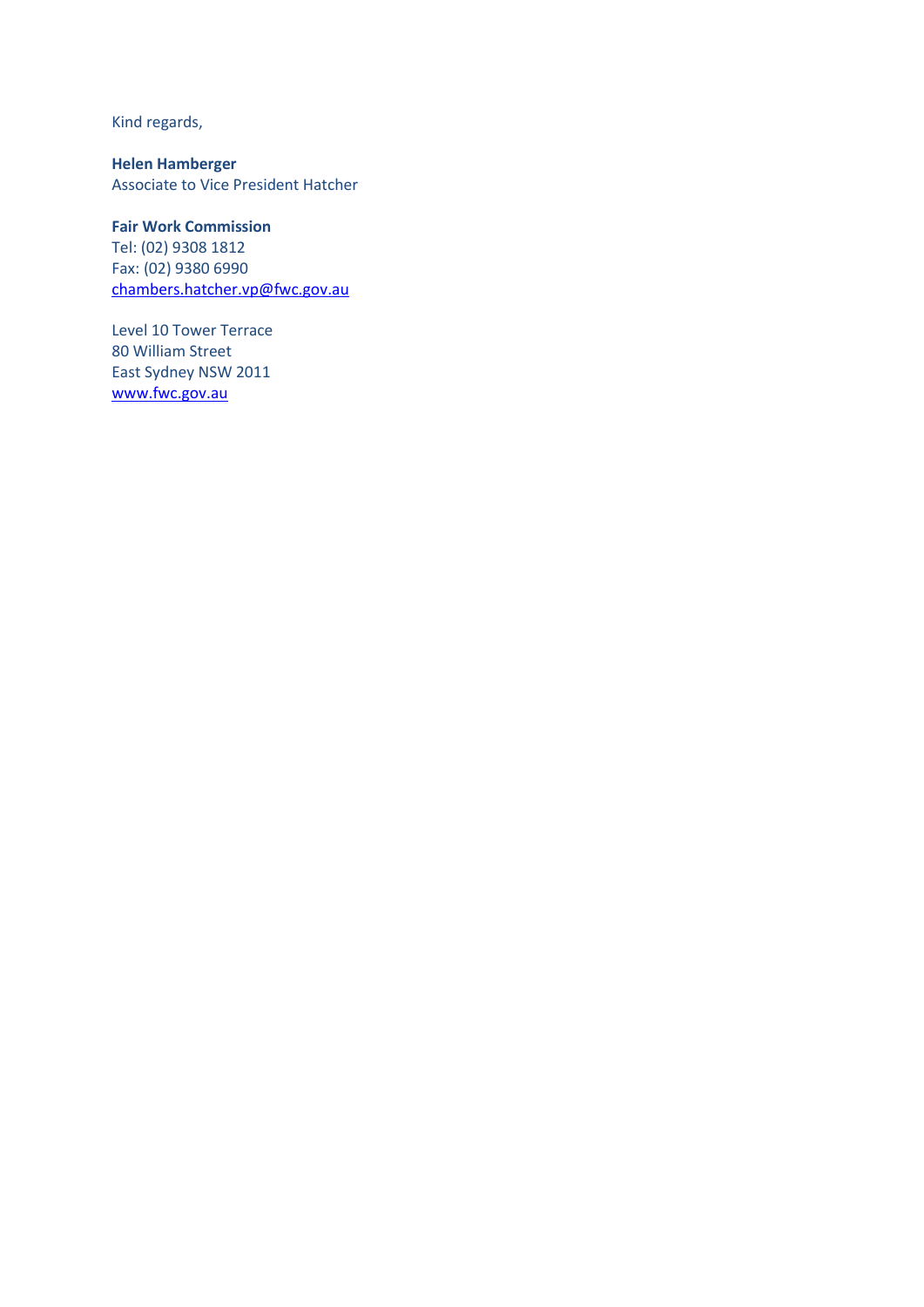Kind regards,

**Helen Hamberger**
Associate to Vice President Hatcher

**Fair Work Commission**
Tel: (02) 9308 1812
Fax: (02) 9380 6990
chambers.hatcher.vp@fwc.gov.au

Level 10 Tower Terrace
80 William Street
East Sydney NSW 2011
www.fwc.gov.au